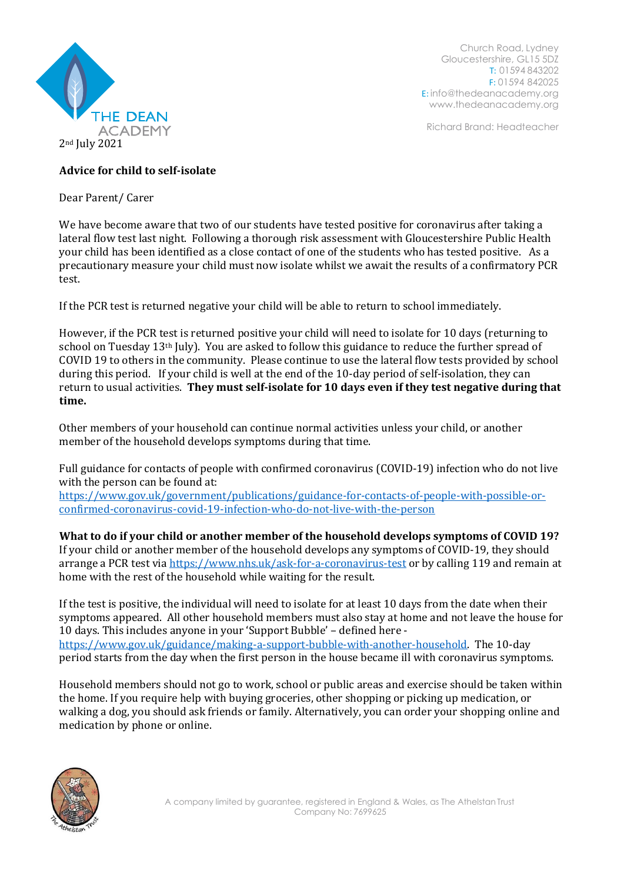Church Road, Lydney
Gloucestershire, GL15 5DZ
T: 01594 843202
F: 01594 842025
E: info@thedeanacademy.org
www.thedeanacademy.org

Richard Brand: Headteacher

THE DEAN ACADEMY

2nd July 2021

**Advice for child to self-isolate**

Dear Parent/ Carer

We have become aware that two of our students have tested positive for coronavirus after taking a lateral flow test last night. Following a thorough risk assessment with Gloucestershire Public Health your child has been identified as a close contact of one of the students who has tested positive. As a precautionary measure your child must now isolate whilst we await the results of a confirmatory PCR test.

If the PCR test is returned negative your child will be able to return to school immediately.

However, if the PCR test is returned positive your child will need to isolate for 10 days (returning to school on Tuesday 13th July). You are asked to follow this guidance to reduce the further spread of COVID 19 to others in the community. Please continue to use the lateral flow tests provided by school during this period. If your child is well at the end of the 10-day period of self-isolation, they can return to usual activities. **They must self-isolate for 10 days even if they test negative during that time.**

Other members of your household can continue normal activities unless your child, or another member of the household develops symptoms during that time.

Full guidance for contacts of people with confirmed coronavirus (COVID-19) infection who do not live with the person can be found at:
https://www.gov.uk/government/publications/guidance-for-contacts-of-people-with-possible-or-confirmed-coronavirus-covid-19-infection-who-do-not-live-with-the-person

**What to do if your child or another member of the household develops symptoms of COVID 19?**
If your child or another member of the household develops any symptoms of COVID-19, they should arrange a PCR test via https://www.nhs.uk/ask-for-a-coronavirus-test or by calling 119 and remain at home with the rest of the household while waiting for the result.

If the test is positive, the individual will need to isolate for at least 10 days from the date when their symptoms appeared. All other household members must also stay at home and not leave the house for 10 days. This includes anyone in your 'Support Bubble' – defined here - https://www.gov.uk/guidance/making-a-support-bubble-with-another-household. The 10-day period starts from the day when the first person in the house became ill with coronavirus symptoms.

Household members should not go to work, school or public areas and exercise should be taken within the home. If you require help with buying groceries, other shopping or picking up medication, or walking a dog, you should ask friends or family. Alternatively, you can order your shopping online and medication by phone or online.

A company limited by guarantee, registered in England & Wales, as The Athelstan Trust
Company No: 7699625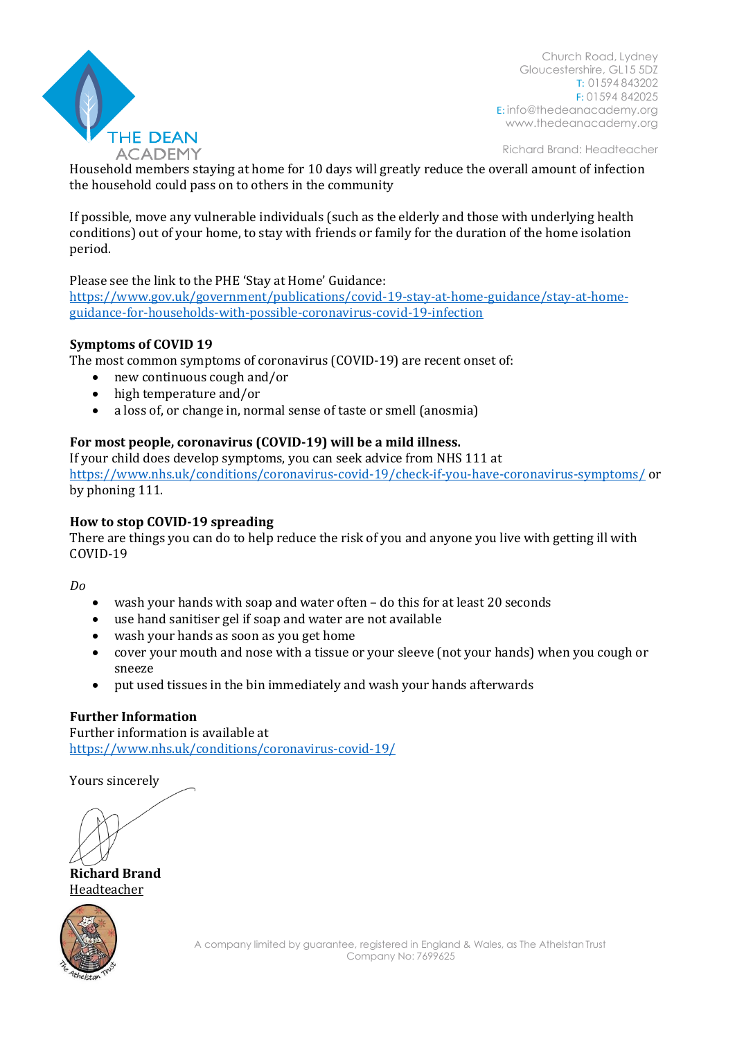Household members staying at home for 10 days will greatly reduce the overall amount of infection the household could pass on to others in the community

If possible, move any vulnerable individuals (such as the elderly and those with underlying health conditions) out of your home, to stay with friends or family for the duration of the home isolation period.

Please see the link to the PHE 'Stay at Home' Guidance:
https://www.gov.uk/government/publications/covid-19-stay-at-home-guidance/stay-at-home-guidance-for-households-with-possible-coronavirus-covid-19-infection

**Symptoms of COVID 19**

The most common symptoms of coronavirus (COVID-19) are recent onset of:

- new continuous cough and/or
- high temperature and/or
- a loss of, or change in, normal sense of taste or smell (anosmia)

**For most people, coronavirus (COVID-19) will be a mild illness.**

If your child does develop symptoms, you can seek advice from NHS 111 at https://www.nhs.uk/conditions/coronavirus-covid-19/check-if-you-have-coronavirus-symptoms/ or by phoning 111.

**How to stop COVID-19 spreading**

There are things you can do to help reduce the risk of you and anyone you live with getting ill with COVID-19

*Do*

- wash your hands with soap and water often – do this for at least 20 seconds
- use hand sanitiser gel if soap and water are not available
- wash your hands as soon as you get home
- cover your mouth and nose with a tissue or your sleeve (not your hands) when you cough or sneeze
- put used tissues in the bin immediately and wash your hands afterwards

**Further Information**

Further information is available at
https://www.nhs.uk/conditions/coronavirus-covid-19/

Yours sincerely

**Richard Brand**
Headteacher

A company limited by guarantee, registered in England & Wales, as The Athelstan Trust
Company No: 7699625